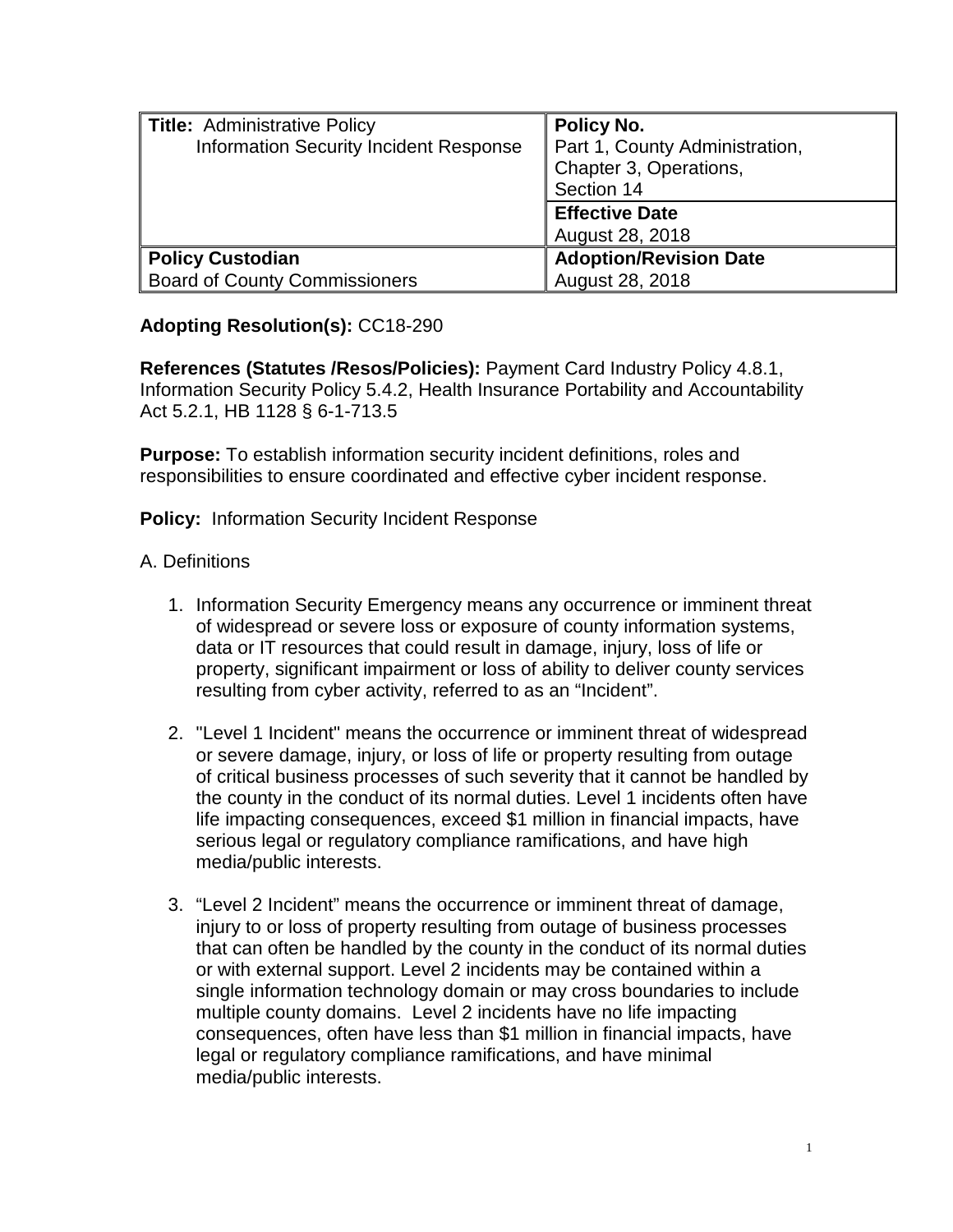| | |
|---|---|
| **Title:** Administrative Policy<br>Information Security Incident Response | **Policy No.**<br>Part 1, County Administration, Chapter 3, Operations, Section 14 |
| | **Effective Date**<br>August 28, 2018 |
| **Policy Custodian**<br>Board of County Commissioners | **Adoption/Revision Date**<br>August 28, 2018 |

**Adopting Resolution(s):** CC18-290

**References (Statutes /Resos/Policies):** Payment Card Industry Policy 4.8.1, Information Security Policy 5.4.2, Health Insurance Portability and Accountability Act 5.2.1, HB 1128 § 6-1-713.5

**Purpose:** To establish information security incident definitions, roles and responsibilities to ensure coordinated and effective cyber incident response.

**Policy:** Information Security Incident Response

A. Definitions

1. Information Security Emergency means any occurrence or imminent threat of widespread or severe loss or exposure of county information systems, data or IT resources that could result in damage, injury, loss of life or property, significant impairment or loss of ability to deliver county services resulting from cyber activity, referred to as an "Incident".

2. "Level 1 Incident" means the occurrence or imminent threat of widespread or severe damage, injury, or loss of life or property resulting from outage of critical business processes of such severity that it cannot be handled by the county in the conduct of its normal duties. Level 1 incidents often have life impacting consequences, exceed $1 million in financial impacts, have serious legal or regulatory compliance ramifications, and have high media/public interests.

3. "Level 2 Incident" means the occurrence or imminent threat of damage, injury to or loss of property resulting from outage of business processes that can often be handled by the county in the conduct of its normal duties or with external support. Level 2 incidents may be contained within a single information technology domain or may cross boundaries to include multiple county domains. Level 2 incidents have no life impacting consequences, often have less than $1 million in financial impacts, have legal or regulatory compliance ramifications, and have minimal media/public interests.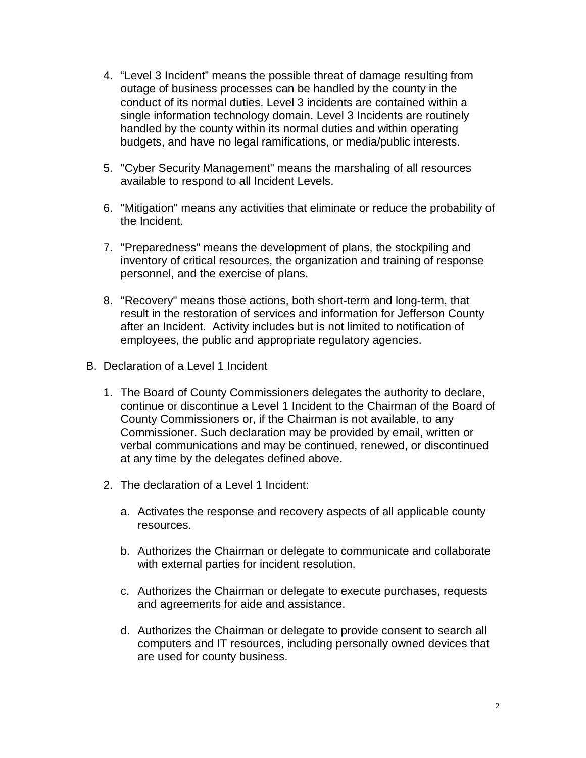4. "Level 3 Incident" means the possible threat of damage resulting from outage of business processes can be handled by the county in the conduct of its normal duties. Level 3 incidents are contained within a single information technology domain. Level 3 Incidents are routinely handled by the county within its normal duties and within operating budgets, and have no legal ramifications, or media/public interests.

5. "Cyber Security Management" means the marshaling of all resources available to respond to all Incident Levels.

6. "Mitigation" means any activities that eliminate or reduce the probability of the Incident.

7. "Preparedness" means the development of plans, the stockpiling and inventory of critical resources, the organization and training of response personnel, and the exercise of plans.

8. "Recovery" means those actions, both short-term and long-term, that result in the restoration of services and information for Jefferson County after an Incident. Activity includes but is not limited to notification of employees, the public and appropriate regulatory agencies.

B. Declaration of a Level 1 Incident

1. The Board of County Commissioners delegates the authority to declare, continue or discontinue a Level 1 Incident to the Chairman of the Board of County Commissioners or, if the Chairman is not available, to any Commissioner. Such declaration may be provided by email, written or verbal communications and may be continued, renewed, or discontinued at any time by the delegates defined above.

2. The declaration of a Level 1 Incident:

   a. Activates the response and recovery aspects of all applicable county resources.

   b. Authorizes the Chairman or delegate to communicate and collaborate with external parties for incident resolution.

   c. Authorizes the Chairman or delegate to execute purchases, requests and agreements for aide and assistance.

   d. Authorizes the Chairman or delegate to provide consent to search all computers and IT resources, including personally owned devices that are used for county business.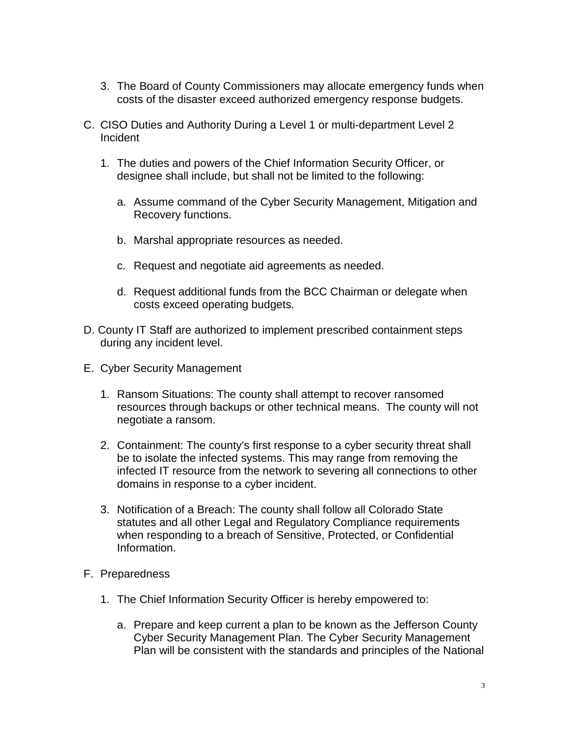3. The Board of County Commissioners may allocate emergency funds when costs of the disaster exceed authorized emergency response budgets.

C. CISO Duties and Authority During a Level 1 or multi-department Level 2 Incident

   1. The duties and powers of the Chief Information Security Officer, or designee shall include, but shall not be limited to the following:

      a. Assume command of the Cyber Security Management, Mitigation and Recovery functions.

      b. Marshal appropriate resources as needed.

      c. Request and negotiate aid agreements as needed.

      d. Request additional funds from the BCC Chairman or delegate when costs exceed operating budgets.

D. County IT Staff are authorized to implement prescribed containment steps during any incident level.

E. Cyber Security Management

   1. Ransom Situations: The county shall attempt to recover ransomed resources through backups or other technical means. The county will not negotiate a ransom.

   2. Containment: The county's first response to a cyber security threat shall be to isolate the infected systems. This may range from removing the infected IT resource from the network to severing all connections to other domains in response to a cyber incident.

   3. Notification of a Breach: The county shall follow all Colorado State statutes and all other Legal and Regulatory Compliance requirements when responding to a breach of Sensitive, Protected, or Confidential Information.

F. Preparedness

   1. The Chief Information Security Officer is hereby empowered to:

      a. Prepare and keep current a plan to be known as the Jefferson County Cyber Security Management Plan. The Cyber Security Management Plan will be consistent with the standards and principles of the National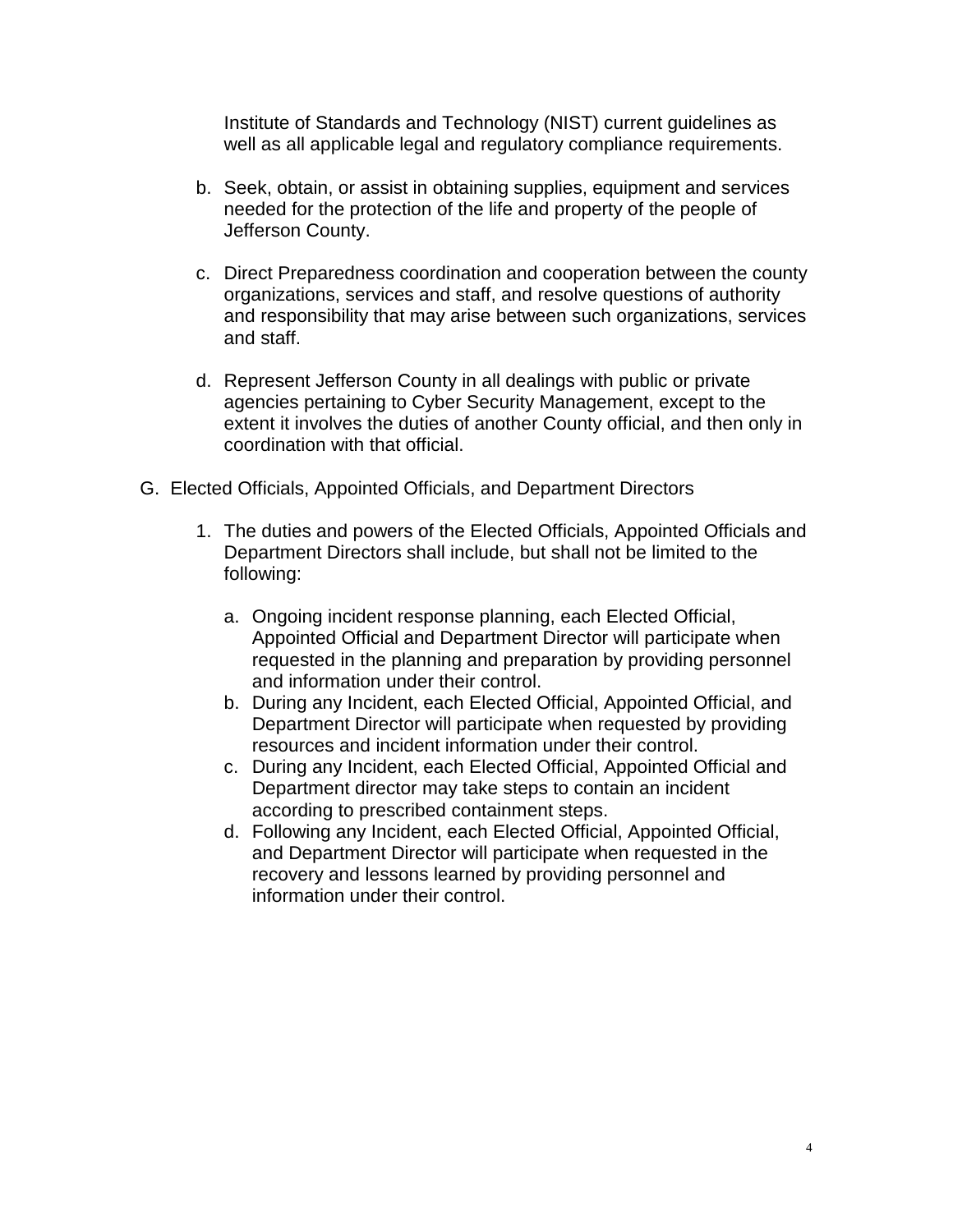Institute of Standards and Technology (NIST) current guidelines as well as all applicable legal and regulatory compliance requirements.

b. Seek, obtain, or assist in obtaining supplies, equipment and services needed for the protection of the life and property of the people of Jefferson County.

c. Direct Preparedness coordination and cooperation between the county organizations, services and staff, and resolve questions of authority and responsibility that may arise between such organizations, services and staff.

d. Represent Jefferson County in all dealings with public or private agencies pertaining to Cyber Security Management, except to the extent it involves the duties of another County official, and then only in coordination with that official.

G. Elected Officials, Appointed Officials, and Department Directors

1. The duties and powers of the Elected Officials, Appointed Officials and Department Directors shall include, but shall not be limited to the following:

   a. Ongoing incident response planning, each Elected Official, Appointed Official and Department Director will participate when requested in the planning and preparation by providing personnel and information under their control.
   b. During any Incident, each Elected Official, Appointed Official, and Department Director will participate when requested by providing resources and incident information under their control.
   c. During any Incident, each Elected Official, Appointed Official and Department director may take steps to contain an incident according to prescribed containment steps.
   d. Following any Incident, each Elected Official, Appointed Official, and Department Director will participate when requested in the recovery and lessons learned by providing personnel and information under their control.